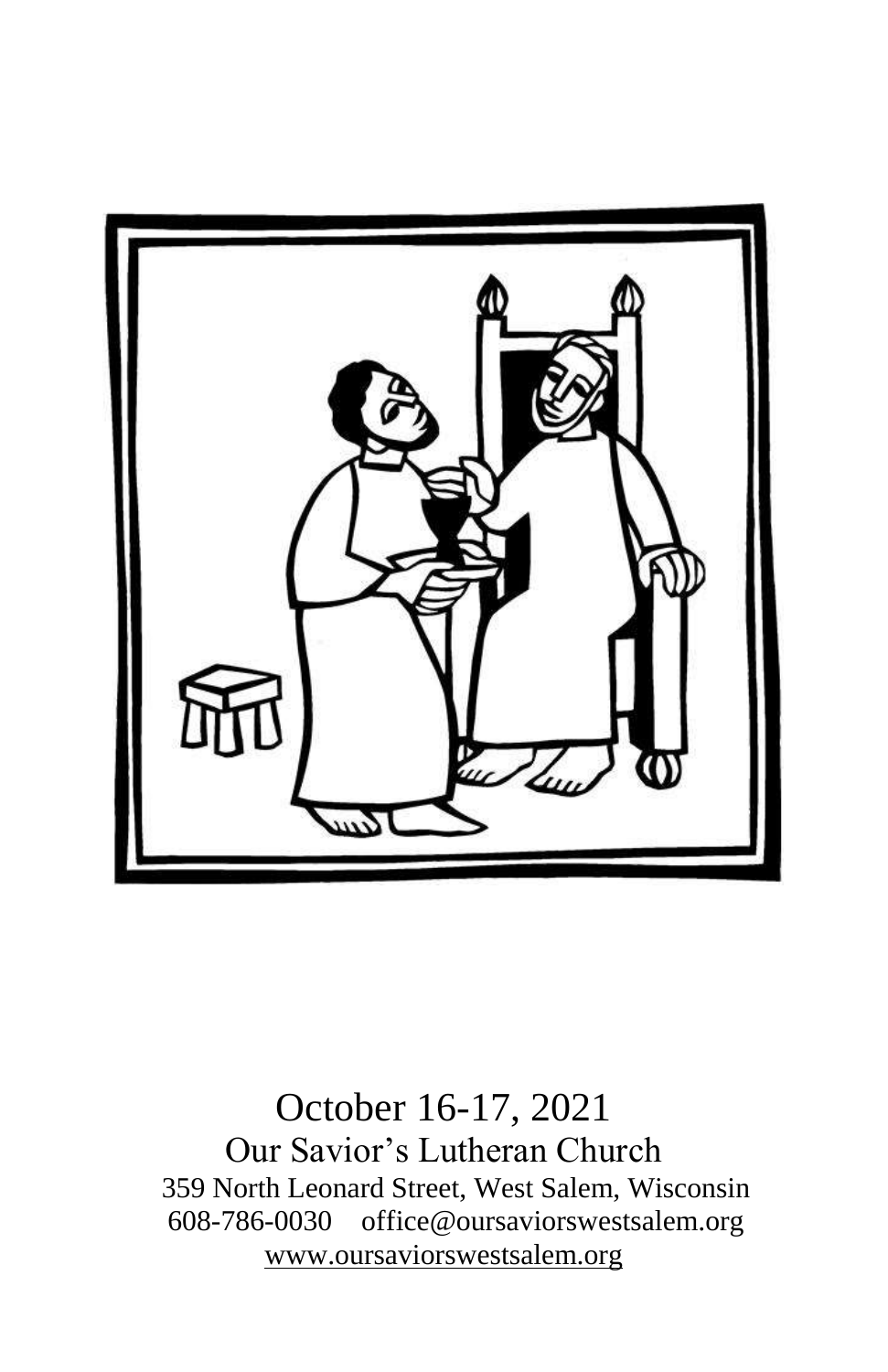October 16-17, 2021

Our Savior's Lutheran Church

359 North Leonard Street, West Salem, Wisconsin

608-786-0030 office@oursaviorswestsalem.org

www.oursaviorswestsalem.org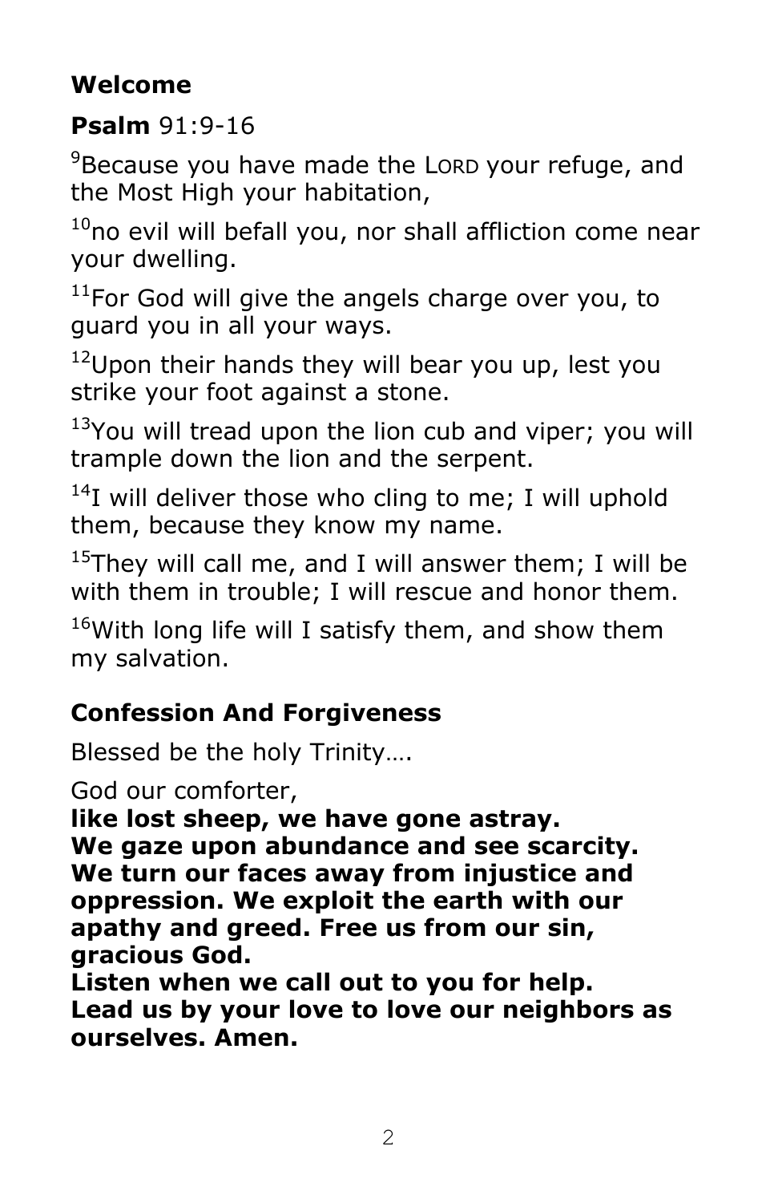**Welcome**

**Psalm** 91:9-16

[9]Because you have made the LORD your refuge, and the Most High your habitation,

[10]no evil will befall you, nor shall affliction come near your dwelling.

[11]For God will give the angels charge over you, to guard you in all your ways.

[12]Upon their hands they will bear you up, lest you strike your foot against a stone.

[13]You will tread upon the lion cub and viper; you will trample down the lion and the serpent.

[14]I will deliver those who cling to me; I will uphold them, because they know my name.

[15]They will call me, and I will answer them; I will be with them in trouble; I will rescue and honor them.

[16]With long life will I satisfy them, and show them my salvation.

**Confession And Forgiveness**

Blessed be the holy Trinity….

God our comforter,
**like lost sheep, we have gone astray.**
**We gaze upon abundance and see scarcity.**
**We turn our faces away from injustice and oppression. We exploit the earth with our apathy and greed. Free us from our sin, gracious God.**
**Listen when we call out to you for help.**
**Lead us by your love to love our neighbors as ourselves. Amen.**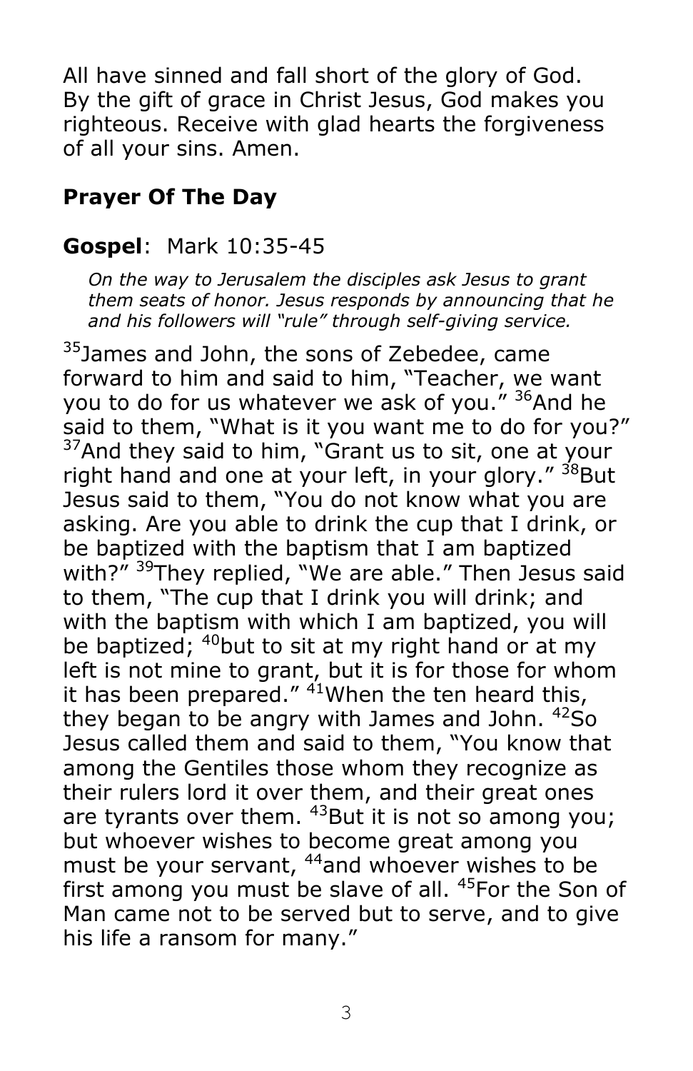All have sinned and fall short of the glory of God. By the gift of grace in Christ Jesus, God makes you righteous. Receive with glad hearts the forgiveness of all your sins. Amen.

## Prayer Of The Day

## Gospel: Mark 10:35-45

*On the way to Jerusalem the disciples ask Jesus to grant them seats of honor. Jesus responds by announcing that he and his followers will "rule" through self-giving service.*

[35]James and John, the sons of Zebedee, came forward to him and said to him, "Teacher, we want you to do for us whatever we ask of you." [36]And he said to them, "What is it you want me to do for you?" [37]And they said to him, "Grant us to sit, one at your right hand and one at your left, in your glory." [38]But Jesus said to them, "You do not know what you are asking. Are you able to drink the cup that I drink, or be baptized with the baptism that I am baptized with?" [39]They replied, "We are able." Then Jesus said to them, "The cup that I drink you will drink; and with the baptism with which I am baptized, you will be baptized; [40]but to sit at my right hand or at my left is not mine to grant, but it is for those for whom it has been prepared." [41]When the ten heard this, they began to be angry with James and John. [42]So Jesus called them and said to them, "You know that among the Gentiles those whom they recognize as their rulers lord it over them, and their great ones are tyrants over them. [43]But it is not so among you; but whoever wishes to become great among you must be your servant, [44]and whoever wishes to be first among you must be slave of all. [45]For the Son of Man came not to be served but to serve, and to give his life a ransom for many."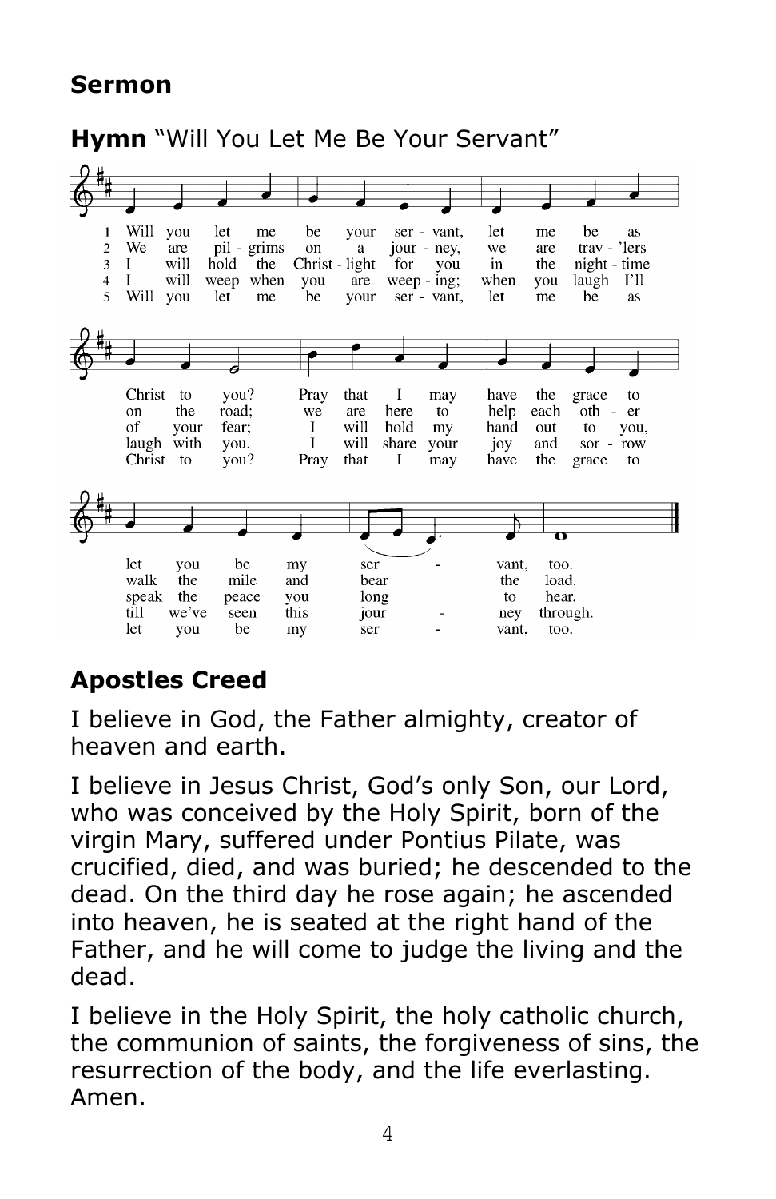## Sermon

**Hymn** "Will You Let Me Be Your Servant"

1. Will you let me be your servant, let me be as Christ to you? Pray that I may have the grace to let you be my servant, too.
2. We are pilgrims on a journey, we are trav'lers on the road; we are here to help each other walk the mile and bear the load.
3. I will hold the Christ-light for you in the night-time of your fear; I will hold my hand out to you, speak the peace you long to hear.
4. I will weep when you are weeping; when you laugh I'll laugh with you. I will share your joy and sorrow till we've seen this journey through.
5. Will you let me be your servant, let me be as Christ to you? Pray that I may have the grace to let you be my servant, too.

## Apostles Creed

I believe in God, the Father almighty, creator of heaven and earth.

I believe in Jesus Christ, God's only Son, our Lord, who was conceived by the Holy Spirit, born of the virgin Mary, suffered under Pontius Pilate, was crucified, died, and was buried; he descended to the dead. On the third day he rose again; he ascended into heaven, he is seated at the right hand of the Father, and he will come to judge the living and the dead.

I believe in the Holy Spirit, the holy catholic church, the communion of saints, the forgiveness of sins, the resurrection of the body, and the life everlasting. Amen.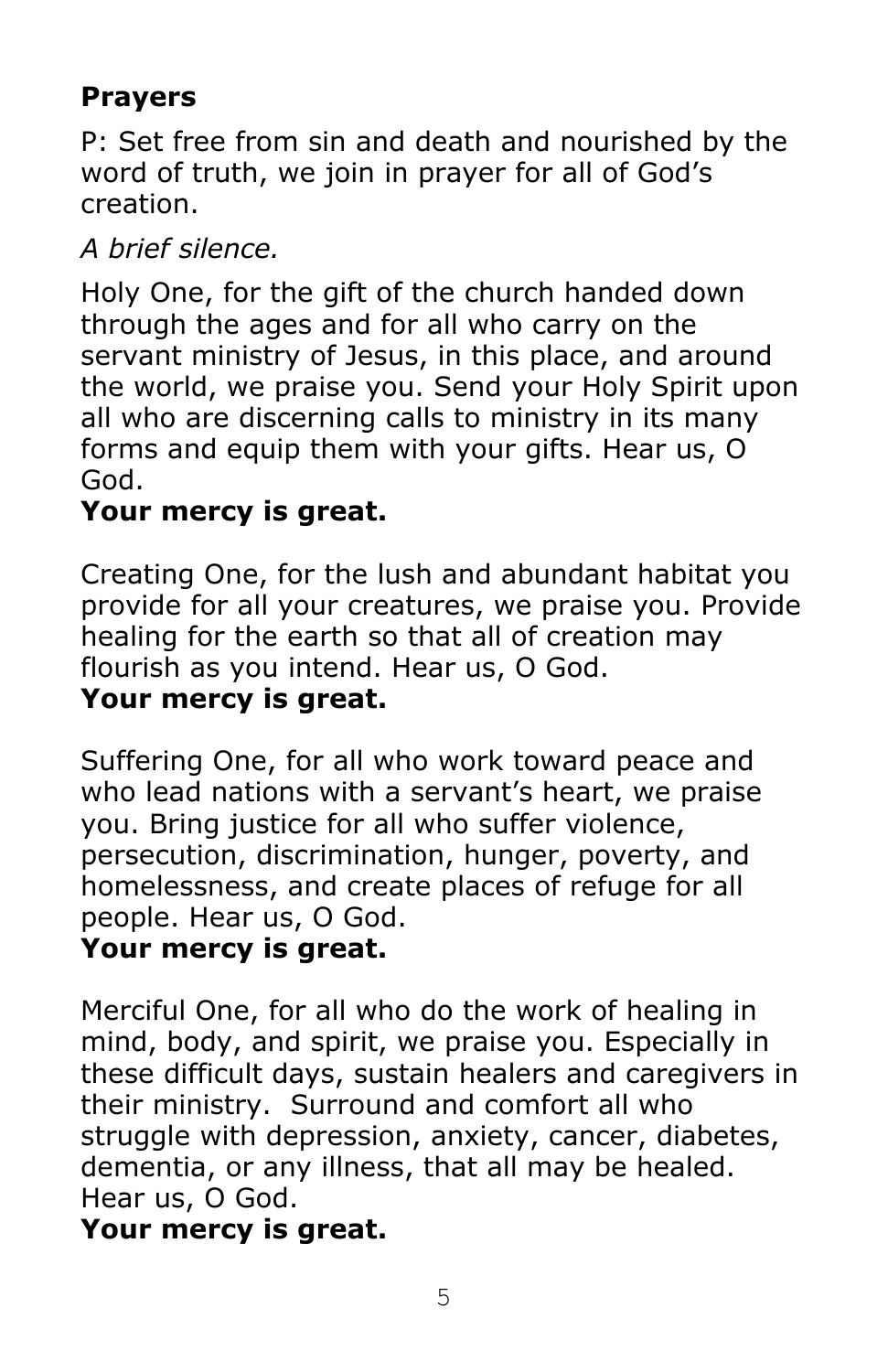## Prayers

P: Set free from sin and death and nourished by the word of truth, we join in prayer for all of God's creation.

*A brief silence.*

Holy One, for the gift of the church handed down through the ages and for all who carry on the servant ministry of Jesus, in this place, and around the world, we praise you. Send your Holy Spirit upon all who are discerning calls to ministry in its many forms and equip them with your gifts. Hear us, O God.
**Your mercy is great.**

Creating One, for the lush and abundant habitat you provide for all your creatures, we praise you. Provide healing for the earth so that all of creation may flourish as you intend. Hear us, O God.
**Your mercy is great.**

Suffering One, for all who work toward peace and who lead nations with a servant's heart, we praise you. Bring justice for all who suffer violence, persecution, discrimination, hunger, poverty, and homelessness, and create places of refuge for all people. Hear us, O God.
**Your mercy is great.**

Merciful One, for all who do the work of healing in mind, body, and spirit, we praise you. Especially in these difficult days, sustain healers and caregivers in their ministry. Surround and comfort all who struggle with depression, anxiety, cancer, diabetes, dementia, or any illness, that all may be healed. Hear us, O God.
**Your mercy is great.**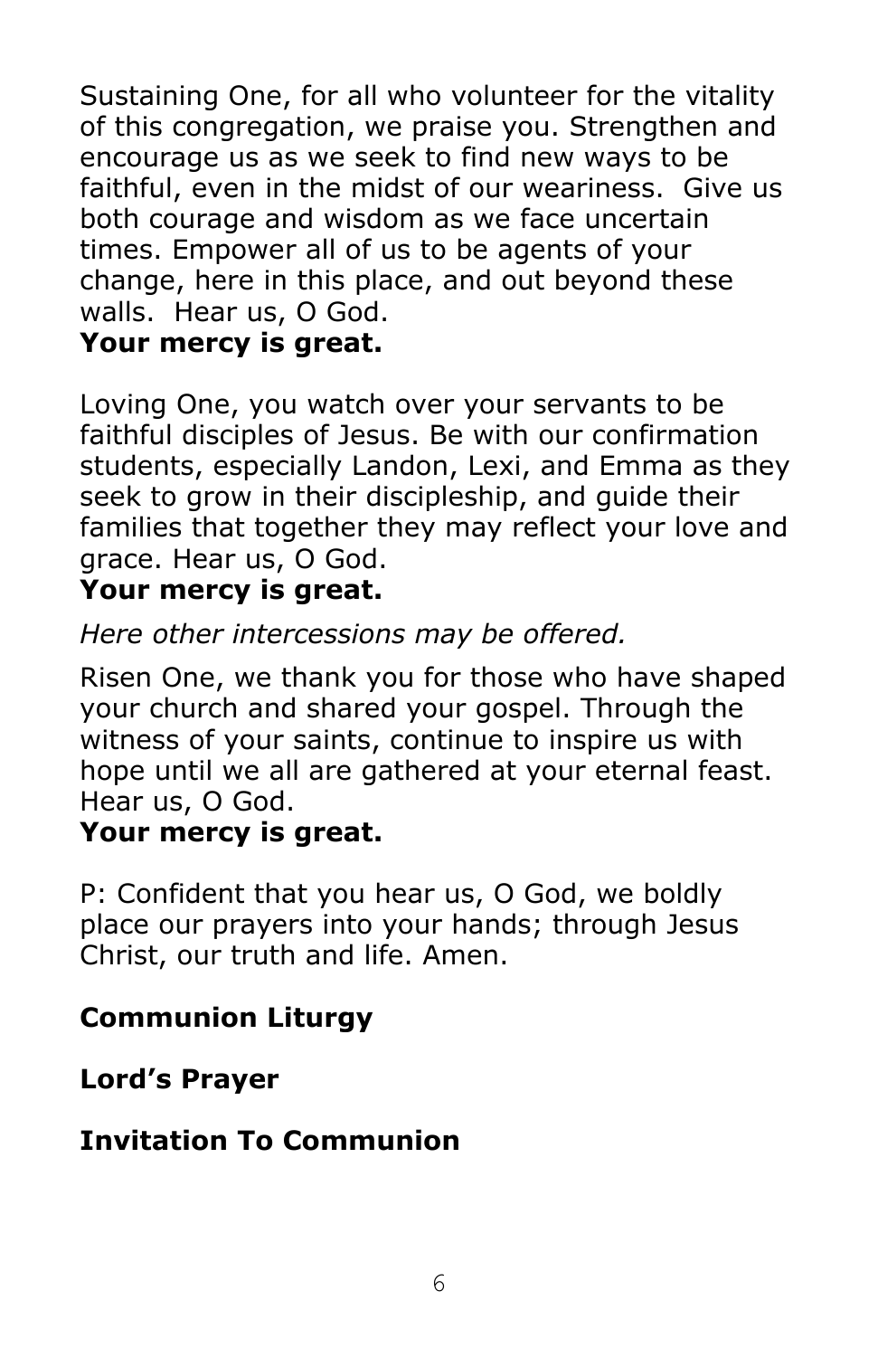Sustaining One, for all who volunteer for the vitality of this congregation, we praise you. Strengthen and encourage us as we seek to find new ways to be faithful, even in the midst of our weariness. Give us both courage and wisdom as we face uncertain times. Empower all of us to be agents of your change, here in this place, and out beyond these walls. Hear us, O God.
**Your mercy is great.**

Loving One, you watch over your servants to be faithful disciples of Jesus. Be with our confirmation students, especially Landon, Lexi, and Emma as they seek to grow in their discipleship, and guide their families that together they may reflect your love and grace. Hear us, O God.
**Your mercy is great.**

*Here other intercessions may be offered.*

Risen One, we thank you for those who have shaped your church and shared your gospel. Through the witness of your saints, continue to inspire us with hope until we all are gathered at your eternal feast. Hear us, O God.
**Your mercy is great.**

P: Confident that you hear us, O God, we boldly place our prayers into your hands; through Jesus Christ, our truth and life. Amen.

**Communion Liturgy**

**Lord's Prayer**

**Invitation To Communion**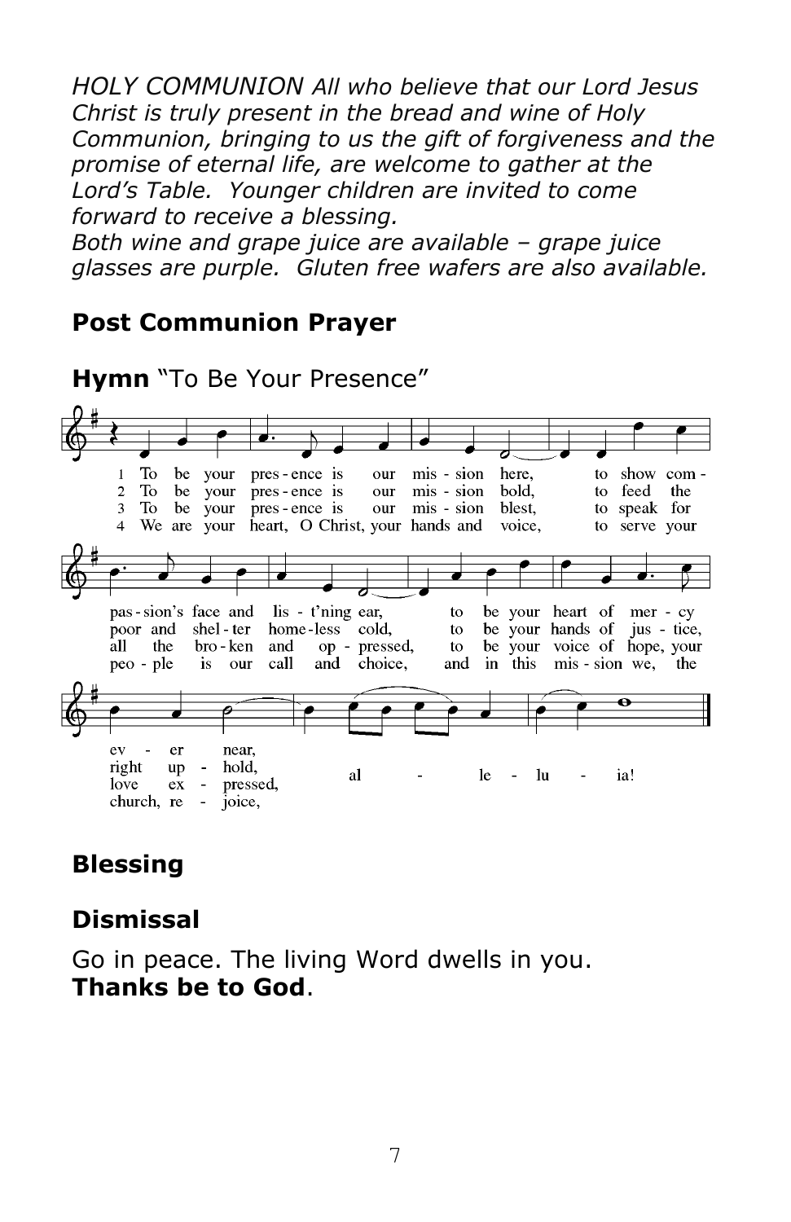*HOLY COMMUNION All who believe that our Lord Jesus Christ is truly present in the bread and wine of Holy Communion, bringing to us the gift of forgiveness and the promise of eternal life, are welcome to gather at the Lord's Table. Younger children are invited to come forward to receive a blessing.*
*Both wine and grape juice are available – grape juice glasses are purple. Gluten free wafers are also available.*

**Post Communion Prayer**

**Hymn** "To Be Your Presence"

1 To be your presence is our mission here, to show compassion's face and listening ear, to be your heart of mercy ever near, alleluia!

2 To be your presence is our mission bold, to feed the poor and shelter homeless cold, to be your hands of justice, right uphold, alleluia!

3 To be your presence is our mission blest, to speak for all the broken and oppressed, to be your voice of hope, your love expressed, alleluia!

4 We are your heart, O Christ, your hands and voice, to serve your people is our call and choice, and in this mission we, the church, rejoice, alleluia!

**Blessing**

**Dismissal**

Go in peace. The living Word dwells in you.
**Thanks be to God**.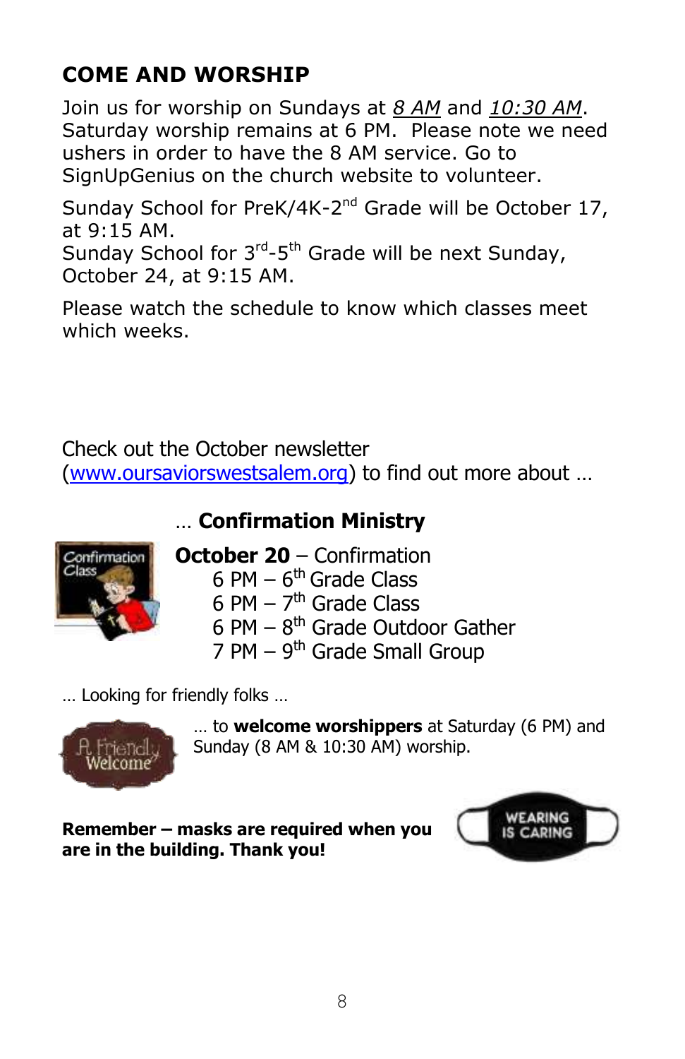## COME AND WORSHIP

Join us for worship on Sundays at *8 AM* and *10:30 AM*. Saturday worship remains at 6 PM. Please note we need ushers in order to have the 8 AM service. Go to SignUpGenius on the church website to volunteer.

Sunday School for PreK/4K-2nd Grade will be October 17, at 9:15 AM.
Sunday School for 3rd-5th Grade will be next Sunday, October 24, at 9:15 AM.

Please watch the schedule to know which classes meet which weeks.

Check out the October newsletter (www.oursaviorswestsalem.org) to find out more about …

… **Confirmation Ministry**

**October 20** – Confirmation
6 PM – 6th Grade Class
6 PM – 7th Grade Class
6 PM – 8th Grade Outdoor Gather
7 PM – 9th Grade Small Group

… Looking for friendly folks …

… to **welcome worshippers** at Saturday (6 PM) and Sunday (8 AM & 10:30 AM) worship.

**Remember – masks are required when you are in the building. Thank you!**